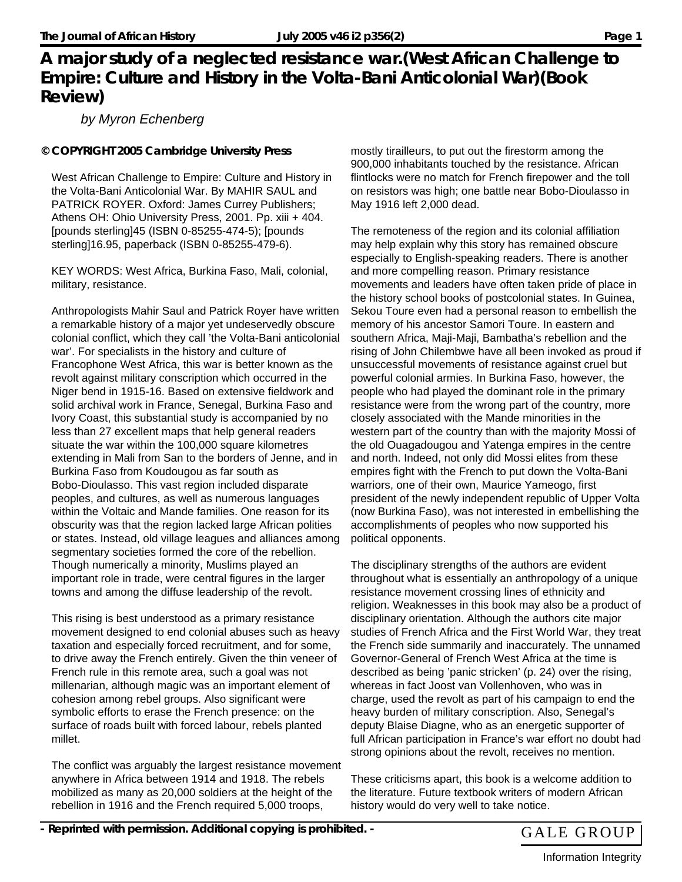# A major study of a neglected resistance war.(West African Challenge to Empire: Culture and History in the Volta-Bani Anticolonial War)(Book Review)

*by Myron Echenberg*

**© COPYRIGHT 2005 Cambridge University Press**

West African Challenge to Empire: Culture and History in the Volta-Bani Anticolonial War. By MAHIR SAUL and PATRICK ROYER. Oxford: James Currey Publishers; Athens OH: Ohio University Press, 2001. Pp. xiii + 404. [pounds sterling]45 (ISBN 0-85255-474-5); [pounds sterling]16.95, paperback (ISBN 0-85255-479-6).

KEY WORDS: West Africa, Burkina Faso, Mali, colonial, military, resistance.

Anthropologists Mahir Saul and Patrick Royer have written a remarkable history of a major yet undeservedly obscure colonial conflict, which they call 'the Volta-Bani anticolonial war'. For specialists in the history and culture of Francophone West Africa, this war is better known as the revolt against military conscription which occurred in the Niger bend in 1915-16. Based on extensive fieldwork and solid archival work in France, Senegal, Burkina Faso and Ivory Coast, this substantial study is accompanied by no less than 27 excellent maps that help general readers situate the war within the 100,000 square kilometres extending in Mali from San to the borders of Jenne, and in Burkina Faso from Koudougou as far south as Bobo-Dioulasso. This vast region included disparate peoples, and cultures, as well as numerous languages within the Voltaic and Mande families. One reason for its obscurity was that the region lacked large African polities or states. Instead, old village leagues and alliances among segmentary societies formed the core of the rebellion. Though numerically a minority, Muslims played an important role in trade, were central figures in the larger towns and among the diffuse leadership of the revolt.

This rising is best understood as a primary resistance movement designed to end colonial abuses such as heavy taxation and especially forced recruitment, and for some, to drive away the French entirely. Given the thin veneer of French rule in this remote area, such a goal was not millenarian, although magic was an important element of cohesion among rebel groups. Also significant were symbolic efforts to erase the French presence: on the surface of roads built with forced labour, rebels planted millet.

The conflict was arguably the largest resistance movement anywhere in Africa between 1914 and 1918. The rebels mobilized as many as 20,000 soldiers at the height of the rebellion in 1916 and the French required 5,000 troops, mostly tirailleurs, to put out the firestorm among the 900,000 inhabitants touched by the resistance. African flintlocks were no match for French firepower and the toll on resistors was high; one battle near Bobo-Dioulasso in May 1916 left 2,000 dead.

The remoteness of the region and its colonial affiliation may help explain why this story has remained obscure especially to English-speaking readers. There is another and more compelling reason. Primary resistance movements and leaders have often taken pride of place in the history school books of postcolonial states. In Guinea, Sekou Toure even had a personal reason to embellish the memory of his ancestor Samori Toure. In eastern and southern Africa, Maji-Maji, Bambatha's rebellion and the rising of John Chilembwe have all been invoked as proud if unsuccessful movements of resistance against cruel but powerful colonial armies. In Burkina Faso, however, the people who had played the dominant role in the primary resistance were from the wrong part of the country, more closely associated with the Mande minorities in the western part of the country than with the majority Mossi of the old Ouagadougou and Yatenga empires in the centre and north. Indeed, not only did Mossi elites from these empires fight with the French to put down the Volta-Bani warriors, one of their own, Maurice Yameogo, first president of the newly independent republic of Upper Volta (now Burkina Faso), was not interested in embellishing the accomplishments of peoples who now supported his political opponents.

The disciplinary strengths of the authors are evident throughout what is essentially an anthropology of a unique resistance movement crossing lines of ethnicity and religion. Weaknesses in this book may also be a product of disciplinary orientation. Although the authors cite major studies of French Africa and the First World War, they treat the French side summarily and inaccurately. The unnamed Governor-General of French West Africa at the time is described as being 'panic stricken' (p. 24) over the rising, whereas in fact Joost van Vollenhoven, who was in charge, used the revolt as part of his campaign to end the heavy burden of military conscription. Also, Senegal's deputy Blaise Diagne, who as an energetic supporter of full African participation in France's war effort no doubt had strong opinions about the revolt, receives no mention.

These criticisms apart, this book is a welcome addition to the literature. Future textbook writers of modern African history would do very well to take notice.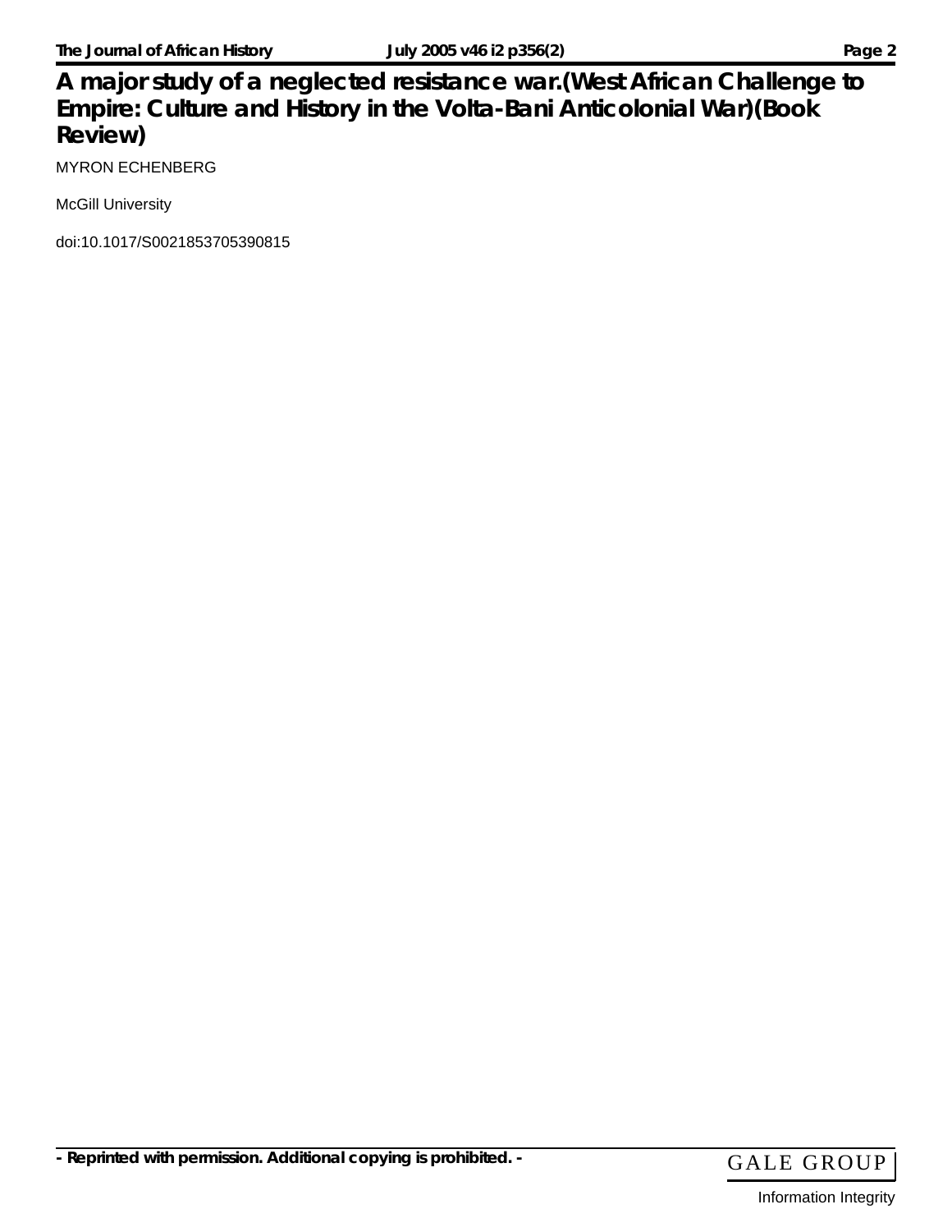# A major study of a neglected resistance war.(West African Challenge to Empire: Culture and History in the Volta-Bani Anticolonial War)(Book Review)

MYRON ECHENBERG

McGill University

doi:10.1017/S0021853705390815